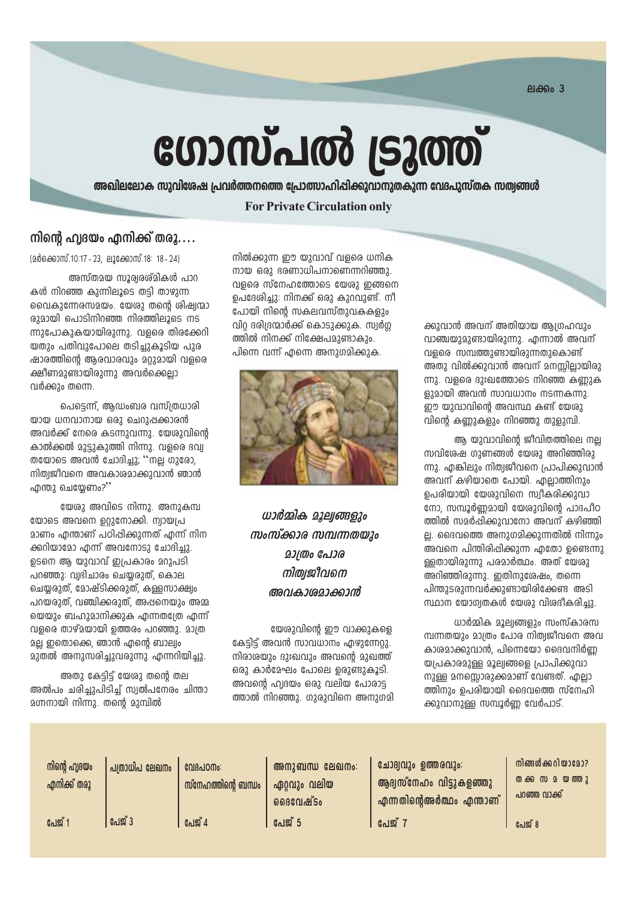ലക്കം 3

# ഗോസ്പൽ ട്രൂത്ത്

**അഖിലലോക സുവിശേഷ പ്രവർത്തനത്തെ പ്രോത്സാഹിപ്പിക്കുവാനുതകുന്ന വേദപുസ്തക സത്യങ്ങൾ**

**For Private Circulation only**

## നിന്റെ ഹൃദയം എനിക്ക് തരൂ....

(മർക്കോസ്.10:17 - 23, ലൂക്കോസ്.18: 18 - 24)

അസ്തമയ സൂര്യരശ്മികൾ പാറകൾ നിറഞ്ഞ കുന്നിലൂടെ തട്ടി താഴുന്ന വൈകുന്നേരസമയം. യേശു തന്റെ ശിഷ്യന്മാരുമായി പൊടിനിറഞ്ഞ നിരത്തിലൂടെ നടന്നുപോകുകയായിരുന്നു. വളരെ തിരക്കേറിയതും പതിവുപോലെ തടിച്ചുകൂടിയ പുരുഷാരത്തിന്റെ ആരവാരവും മറ്റുമായി വളരെ ക്ഷീണമുണ്ടായിരുന്നു അവർക്കെല്ലാവർക്കും തന്നെ.

പെട്ടെന്ന്, ആഡംബര വസ്ത്രധാരിയായ ധനവാനായ ഒരു ചെറുപ്പക്കാരൻ അവർക്ക് നേരെ കടന്നുവന്നു. യേശുവിന്റെ കാൽക്കൽ മുട്ടുകുത്തി നിന്നു. വളരെ ഭവ്യതയോടെ അവൻ ചോദിച്ചു; ''നല്ല ഗുരോ, നിത്യജീവനെ അവകാശമാക്കുവാൻ ഞാൻ എന്തു ചെയ്യേണം?''

യേശു അവിടെ നിന്നു. അനുകമ്പയോടെ അവനെ ഉറ്റുനോക്കി. ന്യായപ്രമാണം എന്താണ് പഠിപ്പിക്കുന്നത് എന്ന് നിനക്കറിയാമോ എന്ന് അവനോടു ചോദിച്ചു. ഉടനെ ആ യുവാവ് ഇപ്രകാരം മറുപടി പറഞ്ഞു: വ്യഭിചാരം ചെയ്യരുത്, കൊല ചെയ്യരുത്, മോഷ്ടിക്കരുത്, കള്ളസാക്ഷ്യം പറയരുത്, വഞ്ചിക്കരുത്, അപ്പനെയും അമ്മയെയും ബഹുമാനിക്കുക എന്നതത്രേ എന്ന് വളരെ താഴ്മയായി ഉത്തരം പറഞ്ഞു. മാത്രമല്ല ഇതൊക്കെ, ഞാൻ എന്റെ ബാല്യം മുതൽ അനുസരിച്ചുവരുന്നു എന്നറിയിച്ചു.

അതു കേട്ടിട്ട് യേശു തന്റെ തല അൽപം ചരിച്ചുപിടിച്ച് സ്വൽപനേരം ചിന്താമഗ്നനായി നിന്നു. തന്റെ മുമ്പിൽ നിൽക്കുന്ന ഈ യുവാവ് വളരെ ധനികനായ ഒരു ഭരണാധിപനാണെന്നറിഞ്ഞു. വളരെ സ്നേഹത്തോടെ യേശു ഇങ്ങനെ ഉപദേശിച്ചു: നിനക്ക് ഒരു കുറവുണ്ട്. നീ പോയി നിന്റെ സകലവസ്തുവകകളും വിറ്റ ദരിദ്രന്മാർക്ക് കൊടുക്കുക. സ്വർഗ്ഗത്തിൽ നിനക്ക് നിക്ഷേപമുണ്ടാകും. പിന്നെ വന്ന് എന്നെ അനുഗമിക്കുക.

*ധാർമ്മിക മൂല്യങ്ങളും സംസ്ക്കാര സമ്പന്നതയും മാത്രം പോര നിത്യജീവനെ അവകാശമാക്കാൻ*

യേശുവിന്റെ ഈ വാക്കുകളെ കേട്ടിട്ട് അവൻ സാവധാനം എഴുന്നേറ്റു. നിരാശയും ദുഃഖവും അവന്റെ മുഖത്ത് ഒരു കാർമേഘം പോലെ ഉരുണ്ടുകൂടി. അവന്റെ ഹൃദയം ഒരു വലിയ പോരാട്ടത്താൽ നിറഞ്ഞു. ഗുരുവിനെ അനുഗമിക്കുവാൻ അവന് അതിയായ ആഗ്രഹവും വാഞ്ചയുമുണ്ടായിരുന്നു. എന്നാൽ അവന് വളരെ സമ്പത്തുണ്ടായിരുന്നതുകൊണ്ട് അതു വിൽക്കുവാൻ അവന് മനസ്സില്ലായിരുന്നു. വളരെ ദുഃഖത്തോടെ നിറഞ്ഞ കണ്ണുകളുമായി അവൻ സാവധാനം നടന്നകന്നു. ഈ യുവാവിന്റെ അവസ്ഥ കണ്ട് യേശുവിന്റെ കണ്ണുകളും നിറഞ്ഞു തുളുമ്പി.

ആ യുവാവിന്റെ ജീവിതത്തിലെ നല്ല സവിശേഷ ഗുണങ്ങൾ യേശു അറിഞ്ഞിരുന്നു. എങ്കിലും നിത്യജീവനെ പ്രാപിക്കുവാൻ അവന് കഴിയാതെ പോയി. എല്ലാത്തിനും ഉപരിയായി യേശുവിനെ സ്വീകരിക്കുവാനോ, സമ്പൂർണ്ണമായി യേശുവിന്റെ പാദപീഠത്തിൽ സമർപ്പിക്കുവാനോ അവന് കഴിഞ്ഞില്ല. ദൈവത്തെ അനുഗമിക്കുന്നതിൽ നിന്നും അവനെ പിന്തിരിപ്പിക്കുന്ന എന്തോ ഉണ്ടെന്നുള്ളതായിരുന്നു പരമാർത്ഥം. അത് യേശു അറിഞ്ഞിരുന്നു. ഇതിനുശേഷം, തന്നെ പിന്തുടരുന്നവർക്കുണ്ടായിരിക്കേണ്ട അടിസ്ഥാന യോഗ്യതകൾ യേശു വിശദീകരിച്ചു.

ധാർമ്മിക മൂല്യങ്ങളും സംസ്കാരസമ്പന്നതയും മാത്രം പോര നിത്യജീവനെ അവകാശമാക്കുവാൻ, പിന്നെയോ ദൈവനിർണ്ണയപ്രകാരമുള്ള മൂല്യങ്ങളെ പ്രാപിക്കുവാനുള്ള മനസ്സൊരുക്കമാണ് വേണ്ടത്. എല്ലാത്തിനും ഉപരിയായി ദൈവത്തെ സ്നേഹിക്കുവാനുള്ള സമ്പൂർണ്ണ വേർപാട്.

| നിന്റെ ഹൃദയം എനിക്ക് തരൂ | പത്രാധിപ ലേഖനം | വേദപഠനം: സ്നേഹത്തിന്റെ ബന്ധം | അനുബന്ധ ലേഖനം: ഏറ്റവും വലിയ ദൈവേഷ്ടം | ചോദ്യവും ഉത്തരവും: ആദ്യസ്നേഹം വിട്ടുകളഞ്ഞു എന്നതിന്റെഅർത്ഥം എന്താണ് | നിങ്ങൾക്കറിയാമോ? തക്കസമയത്തു പറഞ്ഞ വാക്ക് |
|---|---|---|---|---|---|
| പേജ് 1 | പേജ് 3 | പേജ് 4 | പേജ് 5 | പേജ് 7 | പേജ് 8 |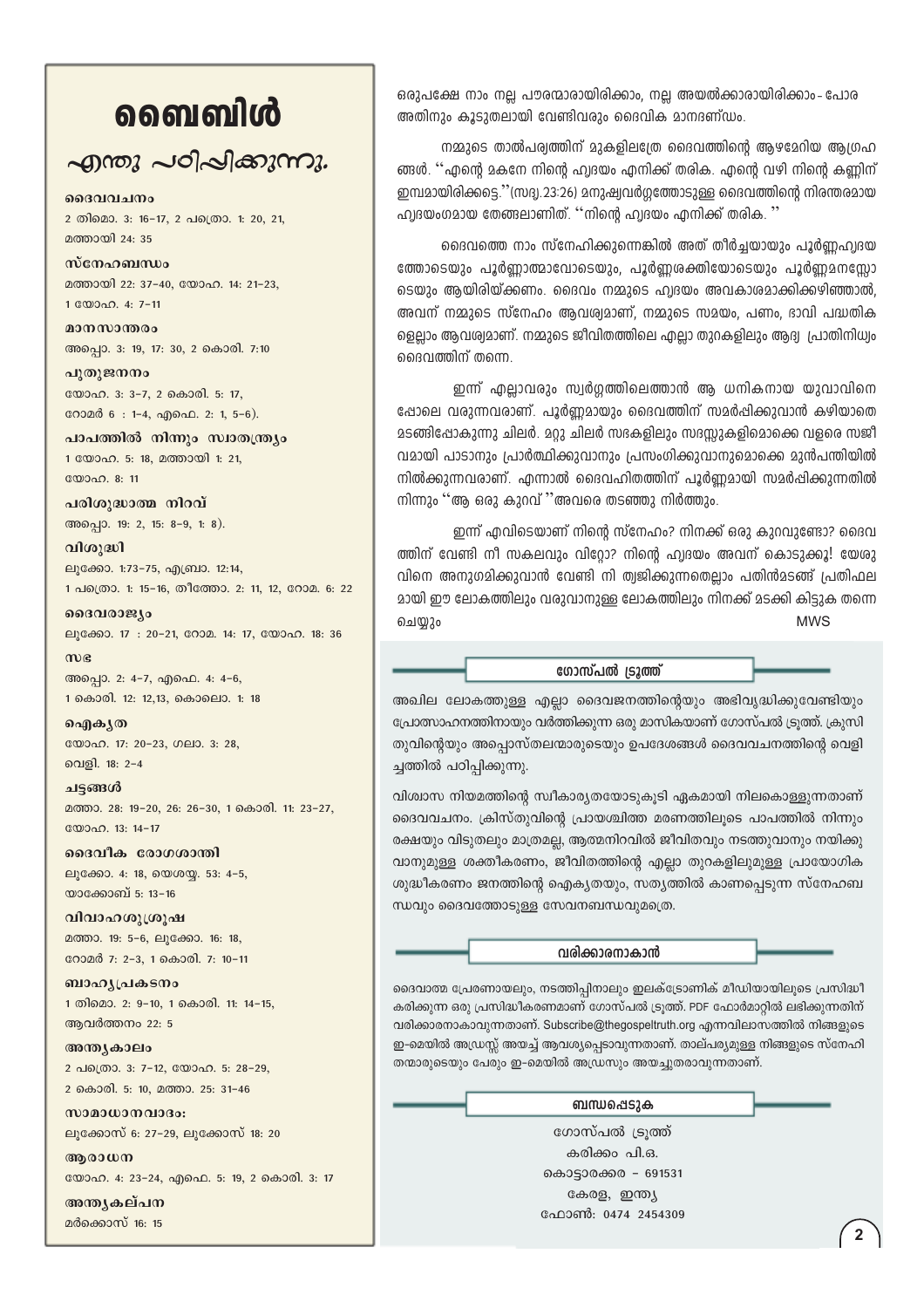# ബൈബിൾ

## എന്തു പഠിപ്പിക്കുന്നു.

**ദൈവവചനം**
2 തിമൊ. 3: 16–17, 2 പത്രൊ. 1: 20, 21, മത്തായി 24: 35

**സ്നേഹബന്ധം**
മത്തായി 22: 37–40, യോഹ. 14: 21–23, 1 യോഹ. 4: 7–11

**മാനസാന്തരം**
അപ്പൊ. 3: 19, 17: 30, 2 കൊരി. 7:10

**പുതുജനനം**
യോഹ. 3: 3–7, 2 കൊരി. 5: 17, റോമർ 6 : 1–4, എഫെ. 2: 1, 5–6).

**പാപത്തിൽ നിന്നും സ്വാതന്ത്ര്യം**
1 യോഹ. 5: 18, മത്തായി 1: 21, യോഹ. 8: 11

**പരിശുദ്ധാത്മ നിറവ്**
അപ്പൊ. 19: 2, 15: 8–9, 1: 8).

**വിശുദ്ധി**
ലൂക്കോ. 1:73–75, എബ്രാ. 12:14, 1 പത്രൊ. 1: 15–16, തീത്തോ. 2: 11, 12, റോമ. 6: 22

**ദൈവരാജ്യം**
ലൂക്കോ. 17 : 20–21, റോമ. 14: 17, യോഹ. 18: 36

**സഭ**
അപ്പൊ. 2: 4–7, എഫെ. 4: 4–6, 1 കൊരി. 12: 12,13, കൊലൊ. 1: 18

**ഐക്യത**
യോഹ. 17: 20–23, ഗലാ. 3: 28, വെളി. 18: 2–4

**ചട്ടങ്ങൾ**
മത്താ. 28: 19–20, 26: 26–30, 1 കൊരി. 11: 23–27, യോഹ. 13: 14–17

**ദൈവീക രോഗശാന്തി**
ലൂക്കോ. 4: 18, യെശയ്യ. 53: 4–5, യാക്കോബ് 5: 13–16

**വിവാഹശുശ്രൂഷ**
മത്താ. 19: 5–6, ലൂക്കോ. 16: 18, റോമർ 7: 2–3, 1 കൊരി. 7: 10–11

**ബാഹ്യപ്രകടനം**
1 തിമൊ. 2: 9–10, 1 കൊരി. 11: 14–15, ആവർത്തനം 22: 5

**അന്ത്യകാലം**
2 പത്രൊ. 3: 7–12, യോഹ. 5: 28–29, 2 കൊരി. 5: 10, മത്താ. 25: 31–46

**സാമാധാനവാദം:**
ലൂക്കോസ് 6: 27–29, ലൂക്കോസ് 18: 20

**ആരാധന**
യോഹ. 4: 23–24, എഫെ. 5: 19, 2 കൊരി. 3: 17

**അന്ത്യകല്പന**
മർക്കൊസ് 16: 15

---

ഒരുപക്ഷേ നാം നല്ല പൗരന്മാരായിരിക്കാം, നല്ല അയൽക്കാരായിരിക്കാം- പോര അതിനും കൂടുതലായി വേണ്ടിവരും ദൈവിക മാനദണ്ഡം.

നമ്മുടെ താൽപര്യത്തിന് മുകളിലത്രേ ദൈവത്തിന്റെ ആഴമേറിയ ആഗ്രഹങ്ങൾ. ''എന്റെ മകനേ നിന്റെ ഹൃദയം എനിക്ക് തരിക. എന്റെ വഴി നിന്റെ കണ്ണിന് ഇമ്പമായിരിക്കട്ടെ.''(സദൃ.23:26) മനുഷ്യവർഗ്ഗത്തോടുള്ള ദൈവത്തിന്റെ നിരന്തരമായ ഹൃദയംഗമായ തേങ്ങലാണിത്. ''നിന്റെ ഹൃദയം എനിക്ക് തരിക. ''

ദൈവത്തെ നാം സ്നേഹിക്കുന്നെങ്കിൽ അത് തീർച്ചയായും പൂർണ്ണഹൃദയത്തോടെയും പൂർണ്ണാത്മാവോടെയും, പൂർണ്ണശക്തിയോടെയും പൂർണ്ണമനസ്സോടെയും ആയിരിയ്ക്കണം. ദൈവം നമ്മുടെ ഹൃദയം അവകാശമാക്കിക്കഴിഞ്ഞാൽ, അവന് നമ്മുടെ സ്നേഹം ആവശ്യമാണ്, നമ്മുടെ സമയം, പണം, ഭാവി പദ്ധതികളെല്ലാം ആവശ്യമാണ്. നമ്മുടെ ജീവിതത്തിലെ എല്ലാ തുറകളിലും ആദ്യ പ്രാതിനിധ്യം ദൈവത്തിന് തന്നെ.

ഇന്ന് എല്ലാവരും സ്വർഗ്ഗത്തിലെത്താൻ ആ ധനികനായ യുവാവിനെപ്പോലെ വരുന്നവരാണ്. പൂർണ്ണമായും ദൈവത്തിന് സമർപ്പിക്കുവാൻ കഴിയാതെ മടങ്ങിപ്പോകുന്നു ചിലർ. മറ്റു ചിലർ സഭകളിലും സദസ്സുകളിമൊക്കെ വളരെ സജീവമായി പാടാനും പ്രാർത്ഥിക്കുവാനും പ്രസംഗിക്കുവാനുമൊക്കെ മുൻപന്തിയിൽ നിൽക്കുന്നവരാണ്. എന്നാൽ ദൈവഹിതത്തിന് പൂർണ്ണമായി സമർപ്പിക്കുന്നതിൽ നിന്നും ''ആ ഒരു കുറവ് ''അവരെ തടഞ്ഞു നിർത്തും.

ഇന്ന് എവിടെയാണ് നിന്റെ സ്നേഹം? നിനക്ക് ഒരു കുറവുണ്ടോ? ദൈവത്തിന് വേണ്ടി നീ സകലവും വിറ്റോ? നിന്റെ ഹൃദയം അവന് കൊടുക്കൂ! യേശുവിനെ അനുഗമിക്കുവാൻ വേണ്ടി നി ത്യജിക്കുന്നതെല്ലാം പതിൻമടങ്ങ് പ്രതിഫലമായി ഈ ലോകത്തിലും വരുവാനുള്ള ലോകത്തിലും നിനക്ക് മടക്കി കിട്ടുക തന്നെ ചെയ്യും

MWS

### ഗോസ്പൽ ട്രൂത്ത്

അഖില ലോകത്തുള്ള എല്ലാ ദൈവജനത്തിന്റെയും അഭിവൃദ്ധിക്കുവേണ്ടിയും പ്രോത്സാഹനത്തിനായും വർത്തിക്കുന്ന ഒരു മാസികയാണ് ഗോസ്പൽ ട്രൂത്ത്. ക്രൂസിതുവിന്റെയും അപ്പൊസ്തലന്മാരുടെയും ഉപദേശങ്ങൾ ദൈവവചനത്തിന്റെ വെളിച്ചത്തിൽ പഠിപ്പിക്കുന്നു.

വിശ്വാസ നിയമത്തിന്റെ സ്വീകാര്യതയോടുകൂടി ഏകമായി നിലകൊള്ളുന്നതാണ് ദൈവവചനം. ക്രിസ്തുവിന്റെ പ്രായശ്ചിത്ത മരണത്തിലൂടെ പാപത്തിൽ നിന്നും രക്ഷയും വിടുതലും മാത്രമല്ല, ആത്മനിറവിൽ ജീവിതവും നടത്തുവാനും നയിക്കുവാനുമുള്ള ശക്തീകരണം, ജീവിതത്തിന്റെ എല്ലാ തുറകളിലുമുള്ള പ്രായോഗിക ശുദ്ധീകരണം ജനത്തിന്റെ ഐക്യതയും, സത്യത്തിൽ കാണപ്പെടുന്ന സ്നേഹബന്ധവും ദൈവത്തോടുള്ള സേവനബന്ധവുമത്രെ.

### വരിക്കാരനാകാൻ

ദൈവാത്മ പ്രേരണായലും, നടത്തിപ്പിനാലും ഇലക്ട്രോണിക് മീഡിയായിലൂടെ പ്രസിദ്ധീകരിക്കുന്ന ഒരു പ്രസിദ്ധീകരണമാണ് ഗോസ്പൽ ട്രൂത്ത്. PDF ഫോർമാറ്റിൽ ലഭിക്കുന്നതിന് വരിക്കാരനാകാവുന്നതാണ്. Subscribe@thegospeltruth.org എന്നവിലാസത്തിൽ നിങ്ങളുടെ ഇ-മെയിൽ അഡ്രസ്സ് അയച്ച് ആവശ്യപ്പെടാവുന്നതാണ്. താല്പര്യമുള്ള നിങ്ങളുടെ സ്നേഹിതന്മാരുടെയും പേരും ഇ-മെയിൽ അഡ്രസും അയച്ചുതരാവുന്നതാണ്.

### ബന്ധപ്പെടുക

ഗോസ്പൽ ട്രൂത്ത്
കരിക്കം പി.ഒ.
കൊട്ടാരക്കര - 691531
കേരള, ഇന്ത്യ
ഫോൺ: 0474 2454309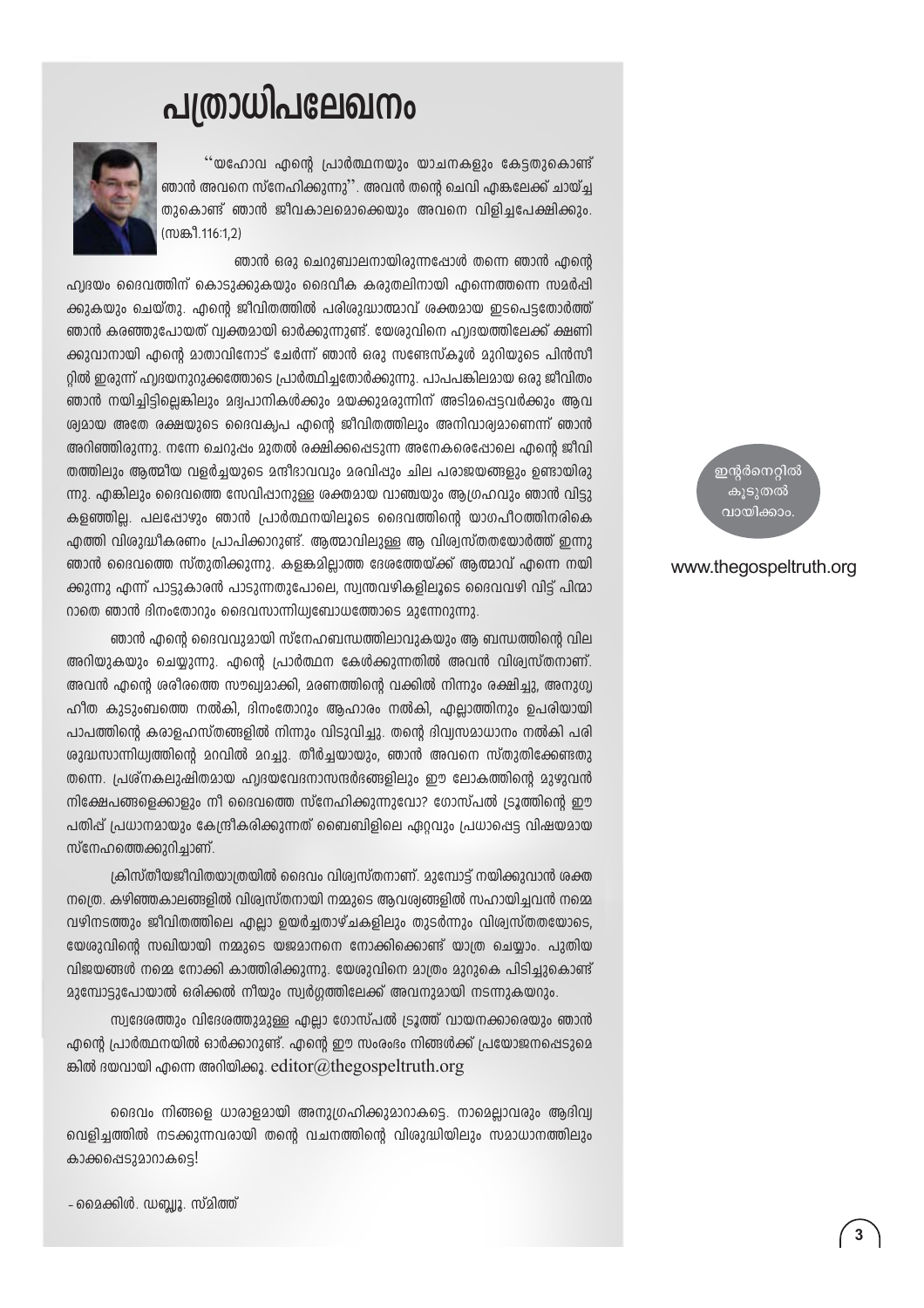# പത്രാധിപലേഖനം

''യഹോവ എന്റെ പ്രാർത്ഥനയും യാചനകളും കേട്ടതുകൊണ്ട് ഞാൻ അവനെ സ്നേഹിക്കുന്നു''. അവൻ തന്റെ ചെവി എങ്കലേക്ക് ചായ്ച്ചതുകൊണ്ട് ഞാൻ ജീവകാലമൊക്കെയും അവനെ വിളിച്ചപേക്ഷിക്കും. (സങ്കീ.116:1,2)

ഞാൻ ഒരു ചെറുബാലനായിരുന്നപ്പോൾ തന്നെ ഞാൻ എന്റെ ഹൃദയം ദൈവത്തിന് കൊടുക്കുകയും ദൈവീക കരുതലിനായി എന്നെത്തന്നെ സമർപ്പിക്കുകയും ചെയ്തു. എന്റെ ജീവിതത്തിൽ പരിശുദ്ധാത്മാവ് ശക്തമായ ഇടപെട്ടതോർത്ത് ഞാൻ കരഞ്ഞുപോയത് വ്യക്തമായി ഓർക്കുന്നുണ്ട്. യേശുവിനെ ഹൃദയത്തിലേക്ക് ക്ഷണിക്കുവാനായി എന്റെ മാതാവിനോട് ചേർന്ന് ഞാൻ ഒരു സണ്ടേസ്കൂൾ മുറിയുടെ പിൻസീറ്റിൽ ഇരുന്ന് ഹൃദയനുറുക്കത്തോടെ പ്രാർത്ഥിച്ചതോർക്കുന്നു. പാപപങ്കിലമായ ഒരു ജീവിതം ഞാൻ നയിച്ചിട്ടില്ലെങ്കിലും മദ്യപാനികൾക്കും മയക്കുമരുന്നിന് അടിമപ്പെട്ടവർക്കും ആവശ്യമായ അതേ രക്ഷയുടെ ദൈവകൃപ എന്റെ ജീവിതത്തിലും അനിവാര്യമാണെന്ന് ഞാൻ അറിഞ്ഞിരുന്നു. നന്നേ ചെറുപ്പം മുതൽ രക്ഷിക്കപ്പെടുന്ന അനേകരെപ്പോലെ എന്റെ ജീവിതത്തിലും ആത്മീയ വളർച്ചയുടെ മന്ദീഭാവവും മരവിപ്പും ചില പരാജയങ്ങളും ഉണ്ടായിരുന്നു. എങ്കിലും ദൈവത്തെ സേവിപ്പാനുള്ള ശക്തമായ വാഞ്ചയും ആഗ്രഹവും ഞാൻ വിട്ടുകളഞ്ഞില്ല. പലപ്പോഴും ഞാൻ പ്രാർത്ഥനയിലൂടെ ദൈവത്തിന്റെ യാഗപീഠത്തിനരികെ എത്തി വിശുദ്ധീകരണം പ്രാപിക്കാറുണ്ട്. ആത്മാവിലുള്ള ആ വിശ്വസ്തതയോർത്ത് ഇന്നു ഞാൻ ദൈവത്തെ സ്തുതിക്കുന്നു. കളങ്കമില്ലാത്ത ദേശത്തേയ്ക്ക് ആത്മാവ് എന്നെ നയിക്കുന്നു എന്ന് പാട്ടുകാരൻ പാടുന്നതുപോലെ, സ്വന്തവഴികളിലൂടെ ദൈവവഴി വിട്ട് പിന്മാറാതെ ഞാൻ ദിനംതോറും ദൈവസാന്നിധ്യബോധത്തോടെ മുന്നേറുന്നു.

ഞാൻ എന്റെ ദൈവവുമായി സ്നേഹബന്ധത്തിലാവുകയും ആ ബന്ധത്തിന്റെ വില അറിയുകയും ചെയ്യുന്നു. എന്റെ പ്രാർത്ഥന കേൾക്കുന്നതിൽ അവൻ വിശ്വസ്തനാണ്. അവൻ എന്റെ ശരീരത്തെ സൗഖ്യമാക്കി, മരണത്തിന്റെ വക്കിൽ നിന്നും രക്ഷിച്ചു, അനുഗ്രഹീത കുടുംബത്തെ നൽകി, ദിനംതോറും ആഹാരം നൽകി, എല്ലാത്തിനും ഉപരിയായി പാപത്തിന്റെ കരാളഹസ്തങ്ങളിൽ നിന്നും വിടുവിച്ചു. തന്റെ ദിവ്യസമാധാനം നൽകി പരിശുദ്ധസാന്നിധ്യത്തിന്റെ മറവിൽ മറച്ചു. തീർച്ചയായും, ഞാൻ അവനെ സ്തുതിക്കേണ്ടതു തന്നെ. പ്രശ്നകലുഷിതമായ ഹൃദയവേദനാസന്ദർഭങ്ങളിലും ഈ ലോകത്തിന്റെ മുഴുവൻ നിക്ഷേപങ്ങളെക്കാളും നീ ദൈവത്തെ സ്നേഹിക്കുന്നുവോ? ഗോസ്പൽ ട്രൂത്തിന്റെ ഈ പതിപ്പ് പ്രധാനമായും കേന്ദ്രീകരിക്കുന്നത് ബൈബിളിലെ ഏറ്റവും പ്രധാപ്പെട്ട വിഷയമായ സ്നേഹത്തെക്കുറിച്ചാണ്.

ക്രിസ്തീയജീവിതയാത്രയിൽ ദൈവം വിശ്വസ്തനാണ്. മുമ്പോട്ട് നയിക്കുവാൻ ശക്തനത്രെ. കഴിഞ്ഞകാലങ്ങളിൽ വിശ്വസ്തനായി നമ്മുടെ ആവശ്യങ്ങളിൽ സഹായിച്ചവൻ നമ്മെ വഴിനടത്തും ജീവിതത്തിലെ എല്ലാ ഉയർച്ചതാഴ്ചകളിലും തുടർന്നും വിശ്വസ്തതയോടെ, യേശുവിന്റെ സഖിയായി നമ്മുടെ യജമാനനെ നോക്കിക്കൊണ്ട് യാത്ര ചെയ്യാം. പുതിയ വിജയങ്ങൾ നമ്മെ നോക്കി കാത്തിരിക്കുന്നു. യേശുവിനെ മാത്രം മുറുകെ പിടിച്ചുകൊണ്ട് മുമ്പോട്ടുപോയാൽ ഒരിക്കൽ നീയും സ്വർഗ്ഗത്തിലേക്ക് അവനുമായി നടന്നുകയറും.

സ്വദേശത്തും വിദേശത്തുമുള്ള എല്ലാ ഗോസ്പൽ ട്രൂത്ത് വായനക്കാരെയും ഞാൻ എന്റെ പ്രാർത്ഥനയിൽ ഓർക്കാറുണ്ട്. എന്റെ ഈ സംരംഭം നിങ്ങൾക്ക് പ്രയോജനപ്പെടുമെങ്കിൽ ദയവായി എന്നെ അറിയിക്കൂ. editor@thegospeltruth.org

ദൈവം നിങ്ങളെ ധാരാളമായി അനുഗ്രഹിക്കുമാറാകട്ടെ. നാമെല്ലാവരും ആദിവ്യ വെളിച്ചത്തിൽ നടക്കുന്നവരായി തന്റെ വചനത്തിന്റെ വിശുദ്ധിയിലും സമാധാനത്തിലും കാക്കപ്പെടുമാറാകട്ടെ!

- മൈക്കിൾ. ഡബ്ല്യൂ. സ്മിത്ത്

ഇന്റർനെറ്റിൽ കൂടുതൽ വായിക്കാം.

www.thegospeltruth.org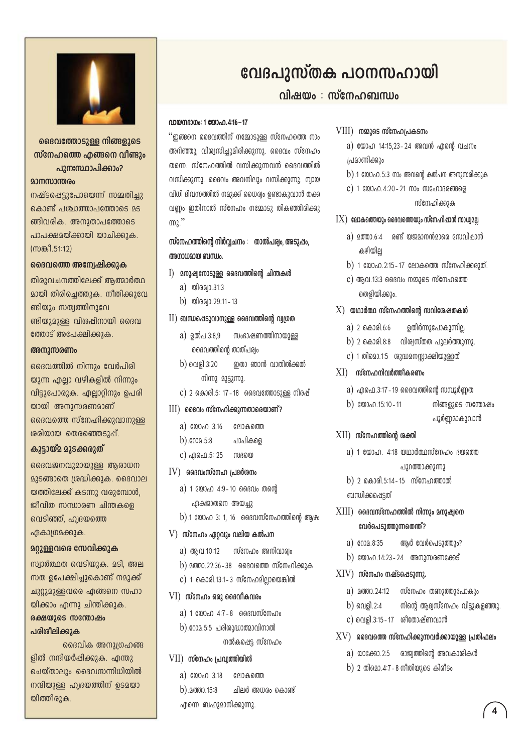# വേദപുസ്തക പഠനസഹായി

## വിഷയം : സ്നേഹബന്ധം

**വായനഭാഗം: 1 യോഹ.4:16 – 17**

"ഇങ്ങനെ ദൈവത്തിന് നമ്മോടുള്ള സ്നേഹത്തെ നാം അറിഞ്ഞു, വിശ്വസിച്ചുമിരിക്കുന്നു. ദൈവം സ്നേഹം തന്നെ. സ്നേഹത്തിൽ വസിക്കുന്നവൻ ദൈവത്തിൽ വസിക്കുന്നു. ദൈവം അവനിലും വസിക്കുന്നു. ന്യായ വിധി ദിവസത്തിൽ നമുക്ക് ധൈര്യം ഉണ്ടാകുവാൻ തക്ക വണ്ണം ഇതിനാൽ സ്നേഹം നമ്മോടു തികഞ്ഞിരിക്കുന്നു."

**സ്നേഹത്തിന്റെ നിർവ്വചനം : താൽപര്യം, അടുപ്പം, അഗാധമായ ബന്ധം.**

### I) മനുഷ്യനോടുള്ള ദൈവത്തിന്റെ ചിന്തകൾ
a) യിരമ്യാ.31:3
b) യിരമ്യാ.29:11 - 13

### II) ബന്ധപ്പെടുവാനുള്ള ദൈവത്തിന്റെ വ്യഗ്രത
a) ഉൽപ.3:8,9 സംഭാഷണത്തിനായുള്ള ദൈവത്തിന്റെ താത്പര്യം
b) വെളി.3:20 ഇതാ ഞാൻ വാതിൽക്കൽ നിന്നു മുട്ടുന്നു.
c) 2 കൊരി.5: 17 - 18 ദൈവത്തോടുള്ള നിരപ്പ്

### III) ദൈവം സ്നേഹിക്കുന്നതാരെയാണ്?
a) യോഹ 3:16 ലോകത്തെ
b).റോമ.5:8 പാപികളെ
c) എഫെ.5: 25 സഭയെ

### IV) ദൈവസ്നേഹ പ്രദർശനം
a) 1 യോഹ 4:9 - 10 ദൈവം തന്റെ ഏകജാതനെ അയച്ചു
b).1 യോഹ 3: 1, 16 ദൈവസ്നേഹത്തിന്റെ ആഴം

### V) സ്നേഹം ഏറ്റവും വലിയ കൽപന
a) ആവ.10:12 സ്നേഹം അനിവാര്യം
b).മത്താ.22:36 - 38 ദൈവത്തെ സ്നേഹിക്കുക
c) 1 കൊരി.13:1 - 3 സ്നേഹമില്ലായെങ്കിൽ

### VI) സ്നേഹം ഒരു ദൈവീകവരം
a) 1 യോഹ 4:7 - 8 ദൈവസ്നേഹം
b).റോമ.5:5 പരിശുദ്ധാത്മാവിനാൽ നൽകപ്പെട്ട സ്നേഹം

### VII) സ്നേഹം പ്രവൃത്തിയിൽ
a) യോഹ 3:18 ലോകത്തെ
b).മത്താ.15:8 ചിലർ അധരം കൊണ്ട് എന്നെ ബഹുമാനിക്കുന്നു.

### VIII) നമ്മുടെ സ്നേഹപ്രകടനം
a) യോഹ 14:15,23 - 24 അവൻ എന്റെ വചനം പ്രമാണിക്കും
b).1 യോഹ.5:3 നാം അവന്റെ കൽപന അനുസരിക്കുക
c) 1 യോഹ.4:20 - 21 നാം സഹോദരങ്ങളെ സ്നേഹിക്കുക

### IX) ലോകത്തെയും ദൈവത്തെയും സ്നേഹിപ്പാൻ സാധ്യമല്ല
a) മത്താ.6:4 രണ്ട് യജമാനൻമാരെ സേവിപ്പാൻ കഴിയില്ല
b) 1 യോഹ.2:15 - 17 ലോകത്തെ സ്നേഹിക്കരുത്.
c) ആവ.13:3 ദൈവം നമ്മുടെ സ്നേഹത്തെ തെളിയിക്കും.

### X) യഥാർത്ഥ സ്നേഹത്തിന്റെ സവിശേഷതകൾ
a) 2 കൊരി.6:6 ഉതിർന്നുപോകുന്നില്ല
b) 2 കൊരി.8:8 വിശ്വസ്തത പുലർത്തുന്നു.
c) 1 തിമൊ.1:5 ശുദ്ധമനസ്സാക്ഷിയുള്ളത്

### XI) സ്നേഹനിവർത്തീകരണം
a) എഫെ.3:17 - 19 ദൈവത്തിന്റെ സമ്പൂർണ്ണത
b) യോഹ.15:10 - 11 നിങ്ങളുടെ സന്തോഷം പൂർണ്ണമാകുവാൻ

### XII) സ്നേഹത്തിന്റെ ശക്തി
a) 1 യോഹ. 4:18 യഥാർത്ഥസ്നേഹം ഭയത്തെ പുറത്താക്കുന്നു
b) 2 കൊരി.5:14 - 15 സ്നേഹത്താൽ ബന്ധിക്കപ്പെട്ടത്

### XIII) ദൈവസ്നേഹത്തിൽ നിന്നും മനുഷ്യനെ വേർപെടുത്തുന്നതെന്ത്?
a) റോമ.8:35 ആർ വേർപെടുത്തും?
b) യോഹ.14:23 - 24 അനുസരണക്കേട്

### XIV) സ്നേഹം നഷ്ടപ്പെടുന്നു.
a) മത്താ.24:12 സ്നേഹം തണുത്തുപോകും
b) വെളി.2:4 നിന്റെ ആദ്യസ്നേഹം വിട്ടുകളഞ്ഞു.
c) വെളി.3:15 - 17 ശീതോഷ്ണവാൻ

### XV) ദൈവത്തെ സ്നേഹിക്കുന്നവർക്കായുള്ള പ്രതിഫലം
a) യാക്കോ.2:5 രാജ്യത്തിന്റെ അവകാശികൾ
b) 2 തിമൊ.4:7 - 8 നീതിയുടെ കിരീടം

---

### ദൈവത്തോടുള്ള നിങ്ങളുടെ സ്നേഹത്തെ എങ്ങനെ വീണ്ടും പുനഃസ്ഥാപിക്കാം?

**മാനസാന്തരം**

നഷ്ടപ്പെട്ടുപോയെന്ന് സമ്മതിച്ചു കൊണ്ട് പശ്ചാത്താപത്തോടെ മടങ്ങിവരിക. അനുതാപത്തോടെ പാപക്ഷമയ്ക്കായി യാചിക്കുക. (സങ്കീ.51:12)

**ദൈവത്തെ അന്വേഷിക്കുക**

തിരുവചനത്തിലേക്ക് ആത്മാർത്ഥമായി തിരിച്ചെത്തുക. നീതിക്കുവേണ്ടിയും സത്യത്തിനുവേണ്ടിയുമുള്ള വിശപ്പിനായി ദൈവത്തോട് അപേക്ഷിക്കുക.

**അനുസരണം**

ദൈവത്തിൽ നിന്നും വേർപിരിയുന്ന എല്ലാ വഴികളിൽ നിന്നും വിട്ടുപോരുക. എല്ലാറ്റിനും ഉപരിയായി അനുസരണമാണ് ദൈവത്തെ സ്നേഹിക്കുവാനുള്ള ശരിയായ തെരഞ്ഞെടുപ്പ്.

**കൂട്ടായ്മ മുടക്കരുത്**

ദൈവജനവുമായുള്ള ആരാധന മുടങ്ങാതെ ശ്രദ്ധിക്കുക. ദൈവാലയത്തിലേക്ക് കടന്നു വരുമ്പോൾ, ജീവിത സന്ധാരണ ചിന്തകളെ വെടിഞ്ഞ്, ഹൃദയത്തെ ഏകാഗ്രമക്കുക.

**മറ്റുള്ളവരെ സേവിക്കുക**

സ്വാർത്ഥത വെടിയുക. മടി, അലസത ഉപേക്ഷിച്ചുകൊണ്ട് നമുക്ക് ചുറ്റുമുള്ളവരെ എങ്ങനെ സഹായിക്കാം എന്നു ചിന്തിക്കുക.

**രക്ഷയുടെ സന്തോഷം പരിശീലിക്കുക**

ദൈവിക അനുഗ്രഹങ്ങളിൽ നന്ദിയർപ്പിക്കുക. എന്തു ചെയ്താലും ദൈവസന്നിധിയിൽ നന്ദിയുള്ള ഹൃദയത്തിന് ഉടമായായിത്തീരുക.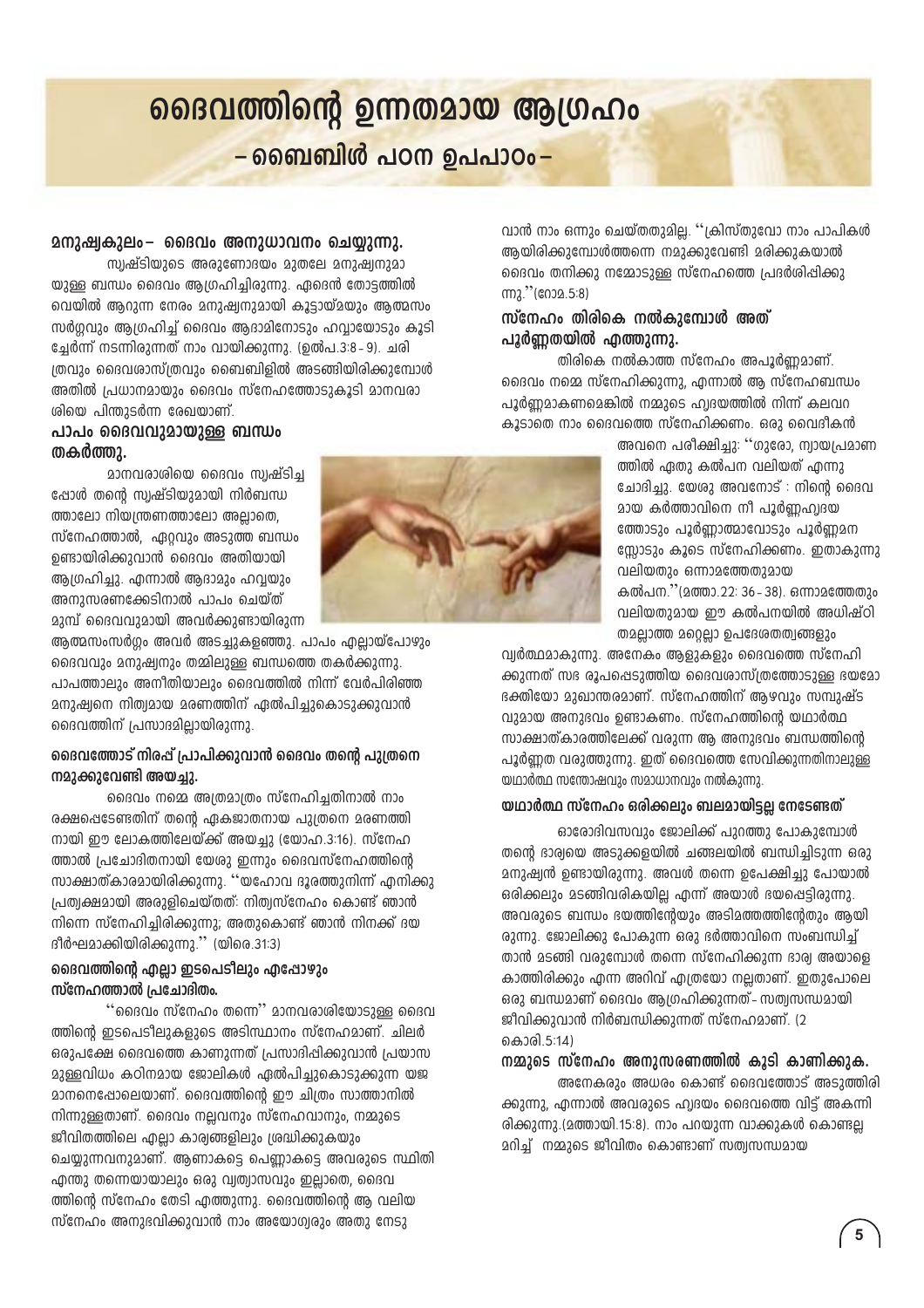# ദൈവത്തിന്റെ ഉന്നതമായ ആഗ്രഹം

## – ബൈബിൾ പഠന ഉപപാഠം –

### മനുഷ്യകുലം– ദൈവം അനുധാവനം ചെയ്യുന്നു.

സൃഷ്ടിയുടെ അരുണോദയം മുതലേ മനുഷ്യനുമാ യുള്ള ബന്ധം ദൈവം ആഗ്രഹിച്ചിരുന്നു. ഏദെൻ തോട്ടത്തിൽ വെയിൽ ആറുന്ന നേരം മനുഷ്യനുമായി കൂട്ടായ്മയും ആത്മസം സർഗ്ഗവും ആഗ്രഹിച്ച് ദൈവം ആദാമിനോടും ഹവ്വായോടും കൂടി ച്ചേർന്ന് നടന്നിരുന്നത് നാം വായിക്കുന്നു. (ഉൽപ.3:8 - 9). ചരി ത്രവും ദൈവശാസ്ത്രവും ബൈബിളിൽ അടങ്ങിയിരിക്കുമ്പോൾ അതിൽ പ്രധാനമായും ദൈവം സ്നേഹത്തോടുകൂടി മാനവരാ ശിയെ പിന്തുടർന്ന രേഖയാണ്.

### പാപം ദൈവവുമായുള്ള ബന്ധം തകർത്തു.

മാനവരാശിയെ ദൈവം സൃഷ്ടിച്ച പ്പോൾ തന്റെ സൃഷ്ടിയുമായി നിർബന്ധ ത്താലോ നിയന്ത്രണത്താലോ അല്ലാതെ, സ്നേഹത്താൽ, ഏറ്റവും അടുത്ത ബന്ധം ഉണ്ടായിരിക്കുവാൻ ദൈവം അതിയായി ആഗ്രഹിച്ചു. എന്നാൽ ആദാമും ഹവ്വയും അനുസരണക്കേടിനാൽ പാപം ചെയ്ത് മുമ്പ് ദൈവവുമായി അവർക്കുണ്ടായിരുന്ന ആത്മസംസർഗ്ഗം അവർ അടച്ചുകളഞ്ഞു. പാപം എല്ലായ്പോഴും ദൈവവും മനുഷ്യനും തമ്മിലുള്ള ബന്ധത്തെ തകർക്കുന്നു. പാപത്താലും അനീതിയാലും ദൈവത്തിൽ നിന്ന് വേർപിരിഞ്ഞ മനുഷ്യനെ നിത്യമായ മരണത്തിന് ഏൽപിച്ചുകൊടുക്കുവാൻ ദൈവത്തിന് പ്രസാദമില്ലായിരുന്നു.

### ദൈവത്തോട് നിരപ്പ് പ്രാപിക്കുവാൻ ദൈവം തന്റെ പുത്രനെ നമുക്കുവേണ്ടി അയച്ചു.

ദൈവം നമ്മെ അത്രമാത്രം സ്നേഹിച്ചതിനാൽ നാം രക്ഷപ്പെടേണ്ടതിന് തന്റെ ഏകജാതനായ പുത്രനെ മരണത്തി നായി ഈ ലോകത്തിലേയ്ക്ക് അയച്ചു (യോഹ.3:16). സ്നേഹ ത്താൽ പ്രചോദിതനായി യേശു ഇന്നും ദൈവസ്നേഹത്തിന്റെ സാക്ഷാത്കാരമായിരിക്കുന്നു. ''യഹോവ ദൂരത്തുനിന്ന് എനിക്കു പ്രത്യക്ഷമായി അരുളിച്ചെയ്തത്: നിത്യസ്നേഹം കൊണ്ട് ഞാൻ നിന്നെ സ്നേഹിച്ചിരിക്കുന്നു; അതുകൊണ്ട് ഞാൻ നിനക്ക് ദയ ദീർഘമാക്കിയിരിക്കുന്നു.'' (യിരെ.31:3)

### ദൈവത്തിന്റെ എല്ലാ ഇടപെടീലും എപ്പോഴും സ്നേഹത്താൽ പ്രചോദിതം.

''ദൈവം സ്നേഹം തന്നെ'' മാനവരാശിയോടുള്ള ദൈവ ത്തിന്റെ ഇടപെടീലുകളുടെ അടിസ്ഥാനം സ്നേഹമാണ്. ചിലർ ഒരുപക്ഷേ ദൈവത്തെ കാണുന്നത് പ്രസാദിപ്പിക്കുവാൻ പ്രയാസ മുള്ളവിധം കഠിനമായ ജോലികൾ ഏൽപിച്ചുകൊടുക്കുന്ന യജ മാനനെപ്പോലെയാണ്. ദൈവത്തിന്റെ ഈ ചിത്രം സാത്താനിൽ നിന്നുള്ളതാണ്. ദൈവം നല്ലവനും സ്നേഹവാനും, നമ്മുടെ ജീവിതത്തിലെ എല്ലാ കാര്യങ്ങളിലും ശ്രദ്ധിക്കുകയും ചെയ്യുന്നവനുമാണ്. ആണാകട്ടെ പെണ്ണാകട്ടെ അവരുടെ സ്ഥിതി എന്തു തന്നെയായാലും ഒരു വ്യത്യാസവും ഇല്ലാതെ, ദൈവ ത്തിന്റെ സ്നേഹം തേടി എത്തുന്നു. ദൈവത്തിന്റെ ആ വലിയ സ്നേഹം അനുഭവിക്കുവാൻ നാം അയോഗ്യരും അതു നേടു വാൻ നാം ഒന്നും ചെയ്തതുമില്ല. ''ക്രിസ്തുവോ നാം പാപികൾ ആയിരിക്കുമ്പോൾത്തന്നെ നമുക്കുവേണ്ടി മരിക്കുകയാൽ ദൈവം തനിക്കു നമ്മോടുള്ള സ്നേഹത്തെ പ്രദർശിപ്പിക്കു ന്നു.''(റോമ.5:8)

### സ്നേഹം തിരികെ നൽകുമ്പോൾ അത് പൂർണ്ണതയിൽ എത്തുന്നു.

തിരികെ നൽകാത്ത സ്നേഹം അപൂർണ്ണമാണ്. ദൈവം നമ്മെ സ്നേഹിക്കുന്നു, എന്നാൽ ആ സ്നേഹബന്ധം പൂർണ്ണമാകണമെങ്കിൽ നമ്മുടെ ഹൃദയത്തിൽ നിന്ന് കലവറ കൂടാതെ നാം ദൈവത്തെ സ്നേഹിക്കണം. ഒരു വൈദീകൻ അവനെ പരീക്ഷിച്ചു: ''ഗുരോ, ന്യായപ്രമാണ ത്തിൽ ഏതു കൽപന വലിയത് എന്നു ചോദിച്ചു. യേശു അവനോട് : നിന്റെ ദൈവ മായ കർത്താവിനെ നീ പൂർണ്ണഹൃദയ ത്തോടും പൂർണ്ണാത്മാവോടും പൂർണ്ണമന സ്സോടും കൂടെ സ്നേഹിക്കണം. ഇതാകുന്നു വലിയതും ഒന്നാമത്തേതുമായ കൽപന.''(മത്താ.22: 36 - 38). ഒന്നാമത്തേതും വലിയതുമായ ഈ കൽപനയിൽ അധിഷ്ഠി തമല്ലാത്ത മറ്റെല്ലാ ഉപദേശതത്വങ്ങളും വ്യർത്ഥമാകുന്നു. അനേകം ആളുകളും ദൈവത്തെ സ്നേഹി ക്കുന്നത് സഭ രൂപപ്പെടുത്തിയ ദൈവശാസ്ത്രത്തോടുള്ള ഭയമോ ഭക്തിയോ മുഖാന്തരമാണ്. സ്നേഹത്തിന് ആഴവും സമ്പുഷ്ട വുമായ അനുഭവം ഉണ്ടാകണം. സ്നേഹത്തിന്റെ യഥാർത്ഥ സാക്ഷാത്കാരത്തിലേക്ക് വരുന്ന ആ അനുഭവം ബന്ധത്തിന്റെ പൂർണ്ണത വരുത്തുന്നു. ഇത് ദൈവത്തെ സേവിക്കുന്നതിനാലുള്ള യഥാർത്ഥ സന്തോഷവും സമാധാനവും നൽകുന്നു.

### യഥാർത്ഥ സ്നേഹം ഒരിക്കലും ബലമായിട്ടല്ല നേടേണ്ടത്

ഓരോദിവസവും ജോലിക്ക് പുറത്തു പോകുമ്പോൾ തന്റെ ഭാര്യയെ അടുക്കളയിൽ ചങ്ങലയിൽ ബന്ധിച്ചിടുന്ന ഒരു മനുഷ്യൻ ഉണ്ടായിരുന്നു. അവൾ തന്നെ ഉപേക്ഷിച്ചു പോയാൽ ഒരിക്കലും മടങ്ങിവരികയില്ല എന്ന് അയാൾ ഭയപ്പെട്ടിരുന്നു. അവരുടെ ബന്ധം ഭയത്തിന്റേയും അടിമത്തത്തിന്റേയും ആയി രുന്നു. ജോലിക്കു പോകുന്ന ഒരു ഭർത്താവിനെ സംബന്ധിച്ച് താൻ മടങ്ങി വരുമ്പോൾ തന്നെ സ്നേഹിക്കുന്ന ഭാര്യ അയാളെ കാത്തിരിക്കും എന്ന അറിവ് എത്രയോ നല്ലതാണ്. ഇതുപോലെ ഒരു ബന്ധമാണ് ദൈവം ആഗ്രഹിക്കുന്നത് - സത്യസന്ധമായി ജീവിക്കുവാൻ നിർബന്ധിക്കുന്നത് സ്നേഹമാണ്. (2 കൊരി.5:14)

### നമ്മുടെ സ്നേഹം അനുസരണത്തിൽ കൂടി കാണിക്കുക.

അനേകരും അധരം കൊണ്ട് ദൈവത്തോട് അടുത്തിരി ക്കുന്നു, എന്നാൽ അവരുടെ ഹൃദയം ദൈവത്തെ വിട്ട് അകന്നി രിക്കുന്നു.(മത്തായി.15:8). നാം പറയുന്ന വാക്കുകൾ കൊണ്ടല്ല മറിച്ച് നമ്മുടെ ജീവിതം കൊണ്ടാണ് സത്യസന്ധമായ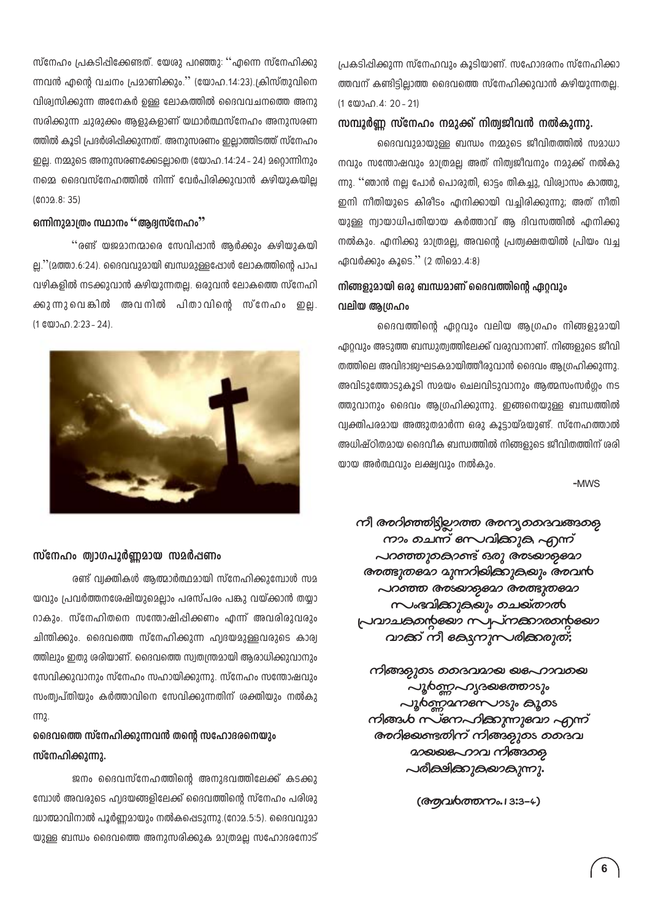സ്നേഹം പ്രകടിപ്പിക്കേണ്ടത്. യേശു പറഞ്ഞു: "എന്നെ സ്നേഹിക്കുന്നവൻ എന്റെ വചനം പ്രമാണിക്കും." (യോഹ.14:23).ക്രിസ്തുവിനെ വിശ്വസിക്കുന്ന അനേകർ ഉള്ള ലോകത്തിൽ ദൈവവചനത്തെ അനുസരിക്കുന്ന ചുരുക്കം ആളുകളാണ് യഥാർത്ഥസ്നേഹം അനുസരണത്തിൽ കൂടി പ്രദർശിപ്പിക്കുന്നത്. അനുസരണം ഇല്ലാത്തിടത്ത് സ്നേഹം ഇല്ല. നമ്മുടെ അനുസരണക്കേടല്ലാതെ (യോഹ.14:24 - 24) മറ്റൊന്നിനും നമ്മെ ദൈവസ്നേഹത്തിൽ നിന്ന് വേർപിരിക്കുവാൻ കഴിയുകയില്ല (റോമ.8: 35)

### ഒന്നിനുമാത്രം സ്ഥാനം "ആദ്യസ്നേഹം"

"രണ്ട് യജമാനന്മാരെ സേവിപ്പാൻ ആർക്കും കഴിയുകയില്ല."(മത്താ.6:24). ദൈവവുമായി ബന്ധമുള്ളപ്പോൾ ലോകത്തിന്റെ പാപവഴികളിൽ നടക്കുവാൻ കഴിയുന്നതല്ല. ഒരുവൻ ലോകത്തെ സ്നേഹിക്കുന്നുവെങ്കിൽ അവനിൽ പിതാവിന്റെ സ്നേഹം ഇല്ല. (1 യോഹ.2:23 - 24).

### സ്നേഹം ത്യാഗപൂർണ്ണമായ സമർപ്പണം

രണ്ട് വ്യക്തികൾ ആത്മാർത്ഥമായി സ്നേഹിക്കുമ്പോൾ സമയവും പ്രവർത്തനശേഷിയുമെല്ലാം പരസ്പരം പങ്കു വയ്ക്കാൻ തയ്യാറാകും. സ്നേഹിതനെ സന്തോഷിപ്പിക്കണം എന്ന് അവരിരുവരും ചിന്തിക്കും. ദൈവത്തെ സ്നേഹിക്കുന്ന ഹൃദയമുള്ളവരുടെ കാര്യത്തിലും ഇതു ശരിയാണ്. ദൈവത്തെ സ്വതന്ത്രമായി ആരാധിക്കുവാനും സേവിക്കുവാനും സ്നേഹം സഹായിക്കുന്നു. സ്നേഹം സന്തോഷവും സംതൃപ്തിയും കർത്താവിനെ സേവിക്കുന്നതിന് ശക്തിയും നൽകുന്നു.

### ദൈവത്തെ സ്നേഹിക്കുന്നവൻ തന്റെ സഹോദരനെയും സ്നേഹിക്കുന്നു.

ജനം ദൈവസ്നേഹത്തിന്റെ അനുഭവത്തിലേക്ക് കടക്കുമ്പോൾ അവരുടെ ഹൃദയങ്ങളിലേക്ക് ദൈവത്തിന്റെ സ്നേഹം പരിശുദ്ധാത്മാവിനാൽ പൂർണ്ണമായും നൽകപ്പെടുന്നു.(റോമ.5:5). ദൈവവുമായുള്ള ബന്ധം ദൈവത്തെ അനുസരിക്കുക മാത്രമല്ല സഹോദരനോട് പ്രകടിപ്പിക്കുന്ന സ്നേഹവും കൂടിയാണ്. സഹോദരനെ സ്നേഹിക്കാത്തവന് കണ്ടിട്ടില്ലാത്ത ദൈവത്തെ സ്നേഹിക്കുവാൻ കഴിയുന്നതല്ല. (1 യോഹ.4: 20 - 21)

### സമ്പൂർണ്ണ സ്നേഹം നമുക്ക് നിത്യജീവൻ നൽകുന്നു.

ദൈവവുമായുള്ള ബന്ധം നമ്മുടെ ജീവിതത്തിൽ സമാധാനവും സന്തോഷവും മാത്രമല്ല അത് നിത്യജീവനും നമുക്ക് നൽകുന്നു. "ഞാൻ നല്ല പോർ പൊരുതി, ഓട്ടം തികച്ചു, വിശ്വാസം കാത്തു, ഇനി നീതിയുടെ കിരീടം എനിക്കായി വച്ചിരിക്കുന്നു; അത് നീതിയുള്ള ന്യായാധിപതിയായ കർത്താവ് ആ ദിവസത്തിൽ എനിക്കു നൽകും. എനിക്കു മാത്രമല്ല, അവന്റെ പ്രത്യക്ഷതയിൽ പ്രിയം വച്ച ഏവർക്കും കൂടെ." (2 തിമൊ.4:8)

### നിങ്ങളുമായി ഒരു ബന്ധമാണ് ദൈവത്തിന്റെ ഏറ്റവും വലിയ ആഗ്രഹം

ദൈവത്തിന്റെ ഏറ്റവും വലിയ ആഗ്രഹം നിങ്ങളുമായി ഏറ്റവും അടുത്ത ബന്ധുത്വത്തിലേക്ക് വരുവാനാണ്. നിങ്ങളുടെ ജീവിതത്തിലെ അവിഭാജ്യഘടകമായിത്തീരുവാൻ ദൈവം ആഗ്രഹിക്കുന്നു. അവിടുത്തോടുകൂടി സമയം ചെലവിടുവാനും ആത്മസംസർഗ്ഗം നടത്തുവാനും ദൈവം ആഗ്രഹിക്കുന്നു. ഇങ്ങനെയുള്ള ബന്ധത്തിൽ വ്യക്തിപരമായ അത്ഭുതമാർന്ന ഒരു കൂട്ടായ്മയുണ്ട്. സ്നേഹത്താൽ അധിഷ്ഠിതമായ ദൈവീക ബന്ധത്തിൽ നിങ്ങളുടെ ജീവിതത്തിന് ശരിയായ അർത്ഥവും ലക്ഷ്യവും നൽകും.

-MWS

*നീ അറിഞ്ഞിട്ടില്ലാത്ത അന്യദൈവങ്ങളെ നാം ചെന്ന് സേവിക്കുക എന്ന് പറഞ്ഞുകൊണ്ട് ഒരു അടയാളമോ അത്ഭുതമോ മുന്നറിയിക്കുകയും അവൻ പറഞ്ഞ അടയാളമോ അത്ഭുതമോ സംഭവിക്കുകയും ചെയ്താൽ പ്രവാചകന്റെയോ സ്വപ്നക്കാരന്റെയോ വാക്ക് നീ കേട്ടനുസരിക്കരുത്;*

*നിങ്ങളുടെ ദൈവമായ യഹോവയെ പൂർണ്ണഹൃദയത്തോടും പൂർണ്ണമനസ്സോടും കൂടെ നിങ്ങൾ സ്നേഹിക്കുന്നുവോ എന്ന് അറിയേണ്ടതിന് നിങ്ങളുടെ ദൈവമായ യഹോവ നിങ്ങളെ പരീക്ഷിക്കുകയാകുന്നു.*

*(ആവർത്തനം.13:3-4)*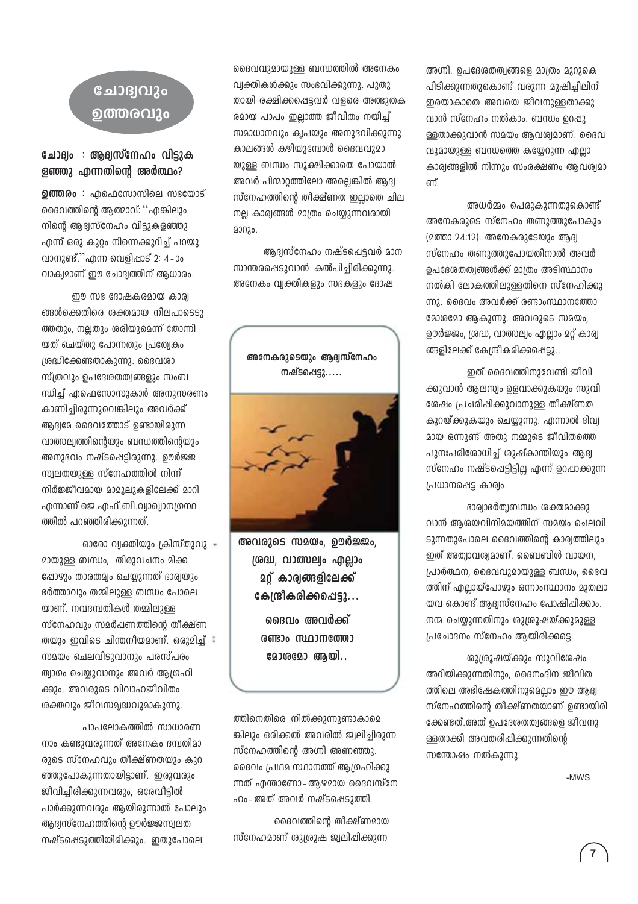# ചോദ്യവും ഉത്തരവും

**ചോദ്യം : ആദ്യസ്നേഹം വിട്ടുകളഞ്ഞു എന്നതിന്റെ അർത്ഥം?**

**ഉത്തരം** : എഫെസോസിലെ സഭയോട് ദൈവത്തിന്റെ ആത്മാവ്: "എങ്കിലും നിന്റെ ആദ്യസ്നേഹം വിട്ടുകളഞ്ഞു എന്ന് ഒരു കുറ്റം നിന്നെക്കുറിച്ച് പറയുവാനുണ്ട്." എന്ന വെളിപ്പാട് 2: 4-ാം വാക്യമാണ് ഈ ചോദ്യത്തിന് ആധാരം.

ഈ സഭ ദോഷകരമായ കാര്യങ്ങൾക്കെതിരെ ശക്തമായ നിലപാടെടുത്തതും, നല്ലതും ശരിയുമെന്ന് തോന്നിയത് ചെയ്തു പോന്നതും പ്രത്യേകം ശ്രദ്ധിക്കേണ്ടതാകുന്നു. ദൈവശാസ്ത്രവും ഉപദേശതത്വങ്ങളും സംബന്ധിച്ച് എഫെസോസുകാർ അനുസരണം കാണിച്ചിരുന്നുവെങ്കിലും അവർക്ക് ആദ്യമേ ദൈവത്തോട് ഉണ്ടായിരുന്ന വാത്സല്യത്തിന്റെയും ബന്ധത്തിന്റെയും അനുഭവം നഷ്ടപ്പെട്ടിരുന്നു. ഊർജ്ജസ്വലതയുള്ള സ്നേഹത്തിൽ നിന്ന് നിർജ്ജീവമായ മാമൂലുകളിലേക്ക് മാറി എന്നാണ് ജെ.എഫ്.ബി.വ്യാഖ്യാനഗ്രന്ഥത്തിൽ പറഞ്ഞിരിക്കുന്നത്.

ഓരോ വ്യക്തിയും ക്രിസ്തുവുമായുള്ള ബന്ധം, തിരുവചനം മിക്കപ്പോഴും താരതമ്യം ചെയ്യുന്നത് ഭാര്യയും ഭർത്താവും തമ്മിലുള്ള ബന്ധം പോലെയാണ്. നവദമ്പതികൾ തമ്മിലുള്ള സ്നേഹവും സമർപ്പണത്തിന്റെ തീക്ഷ്ണതയും ഇവിടെ ചിന്തനീയമാണ്. ഒരുമിച്ച് സമയം ചെലവിടുവാനും പരസ്പരം ത്യാഗം ചെയ്യുവാനും അവർ ആഗ്രഹിക്കും. അവരുടെ വിവാഹജീവിതം ശക്തവും ജീവസമൃദ്ധവുമാകുന്നു.

പാപലോകത്തിൽ സാധാരണ നാം കണ്ടുവരുന്നത് അനേകം ദമ്പതിമാരുടെ സ്നേഹവും തീക്ഷ്ണതയും കുറഞ്ഞുപോകുന്നതായിട്ടാണ്. ഇരുവരും ജീവിച്ചിരിക്കുന്നവരും, ഒരേവീട്ടിൽ പാർക്കുന്നവരും ആയിരുന്നാൽ പോലും ആദ്യസ്നേഹത്തിന്റെ ഊർജ്ജസ്വലത നഷ്ടപ്പെടുത്തിയിരിക്കും. ഇതുപോലെ ദൈവവുമായുള്ള ബന്ധത്തിൽ അനേകം വ്യക്തികൾക്കും സംഭവിക്കുന്നു. പുതുതായി രക്ഷിക്കപ്പെട്ടവർ വളരെ അത്ഭുതകരമായ പാപം ഇല്ലാത്ത ജീവിതം നയിച്ച് സമാധാനവും കൃപയും അനുഭവിക്കുന്നു. കാലങ്ങൾ കഴിയുമ്പോൾ ദൈവവുമായുള്ള ബന്ധം സൂക്ഷിക്കാതെ പോയാൽ അവർ പിന്മാറ്റത്തിലോ അല്ലെങ്കിൽ ആദ്യസ്നേഹത്തിന്റെ തീക്ഷ്ണത ഇല്ലാതെ ചില നല്ല കാര്യങ്ങൾ മാത്രം ചെയ്യുന്നവരായി മാറും.

ആദ്യസ്നേഹം നഷ്ടപ്പെട്ടവർ മാനസാന്തരപ്പെടുവാൻ കൽപിച്ചിരിക്കുന്നു. അനേകം വ്യക്തികളും സഭകളും ദോഷത്തിനെതിരെ നിൽക്കുന്നുണ്ടാകാമെങ്കിലും ഒരിക്കൽ അവരിൽ ജ്വലിച്ചിരുന്ന സ്നേഹത്തിന്റെ അഗ്നി അണഞ്ഞു. ദൈവം പ്രഥമ സ്ഥാനത്ത് ആഗ്രഹിക്കുന്നത് എന്താണോ- ആഴമായ ദൈവസ്നേഹം- അത് അവർ നഷ്ടപ്പെടുത്തി.

ദൈവത്തിന്റെ തീക്ഷ്ണമായ സ്നേഹമാണ് ശുശ്രൂഷ ജ്വലിപ്പിക്കുന്ന അഗ്നി. ഉപദേശതത്വങ്ങളെ മാത്രം മുറുകെ പിടിക്കുന്നതുകൊണ്ട് വരുന്ന മുഷിച്ചിലിന് ഇരയാകാതെ അവയെ ജീവനുള്ളതാക്കുവാൻ സ്നേഹം നൽകാം. ബന്ധം ഉറപ്പുള്ളതാക്കുവാൻ സമയം ആവശ്യമാണ്. ദൈവവുമായുള്ള ബന്ധത്തെ കയ്യേറുന്ന എല്ലാ കാര്യങ്ങളിൽ നിന്നും സംരക്ഷണം ആവശ്യമാണ്.

അധർമ്മം പെരുകുന്നതുകൊണ്ട് അനേകരുടെ സ്നേഹം തണുത്തുപോകും (മത്താ.24:12). അനേകരുടേയും ആദ്യസ്നേഹം തണുത്തുപോയതിനാൽ അവർ ഉപദേശതത്വങ്ങൾക്ക് മാത്രം അടിസ്ഥാനം നൽകി ലോകത്തിലുള്ളതിനെ സ്നേഹിക്കുന്നു. ദൈവം അവർക്ക് രണ്ടാംസ്ഥാനത്തോ മോശമോ ആകുന്നു. അവരുടെ സമയം, ഊർജ്ജം, ശ്രദ്ധ, വാത്സല്യം എല്ലാം മറ്റ് കാര്യങ്ങളിലേക്ക് കേന്ദ്രീകരിക്കപ്പെട്ടു...

ഇത് ദൈവത്തിനുവേണ്ടി ജീവിക്കുവാൻ ആലസ്യം ഉളവാക്കുകയും സുവിശേഷം പ്രചരിപ്പിക്കുവാനുള്ള തീക്ഷ്ണത കുറയ്ക്കുകയും ചെയ്യുന്നു. എന്നാൽ ദിവ്യമായ ഒന്നുണ്ട് അതു നമ്മുടെ ജീവിതത്തെ പുനഃപരിശോധിച്ച് ശുഷ്കാന്തിയും ആദ്യസ്നേഹം നഷ്ടപ്പെട്ടിട്ടില്ല എന്ന് ഉറപ്പാക്കുന്ന പ്രധാനപ്പെട്ട കാര്യം.

ഭാര്യാഭർതൃബന്ധം ശക്തമാക്കുവാൻ ആശയവിനിമയത്തിന് സമയം ചെലവിടുന്നതുപോലെ ദൈവത്തിന്റെ കാര്യത്തിലും ഇത് അത്യാവശ്യമാണ്. ബൈബിൾ വായന, പ്രാർത്ഥന, ദൈവവുമായുള്ള ബന്ധം, ദൈവത്തിന് എല്ലായ്പോഴും ഒന്നാംസ്ഥാനം മുതലായവ കൊണ്ട് ആദ്യസ്നേഹം പോഷിപ്പിക്കാം. നന്മ ചെയ്യുന്നതിനും ശുശ്രൂഷയ്ക്കുമുള്ള പ്രചോദനം സ്നേഹം ആയിരിക്കട്ടെ.

ശുശ്രൂഷയ്ക്കും സുവിശേഷം അറിയിക്കുന്നതിനും, ദൈനംദിന ജീവിതത്തിലെ അഭിഷേകത്തിനുമെല്ലാം ഈ ആദ്യസ്നേഹത്തിന്റെ തീക്ഷ്ണതയാണ് ഉണ്ടായിരിക്കേണ്ടത്. അത് ഉപദേശതത്വങ്ങളെ ജീവനുള്ളതാക്കി അവതരിപ്പിക്കുന്നതിന്റെ സന്തോഷം നൽകുന്നു.

-MWS

---

അനേകരുടെയും ആദ്യസ്നേഹം നഷ്ടപ്പെട്ടു.....

**അവരുടെ സമയം, ഊർജ്ജം, ശ്രദ്ധ, വാത്സല്യം എല്ലാം മറ്റ് കാര്യങ്ങളിലേക്ക് കേന്ദ്രീകരിക്കപ്പെട്ടു...**

**ദൈവം അവർക്ക് രണ്ടാം സ്ഥാനത്തോ മോശമോ ആയി..**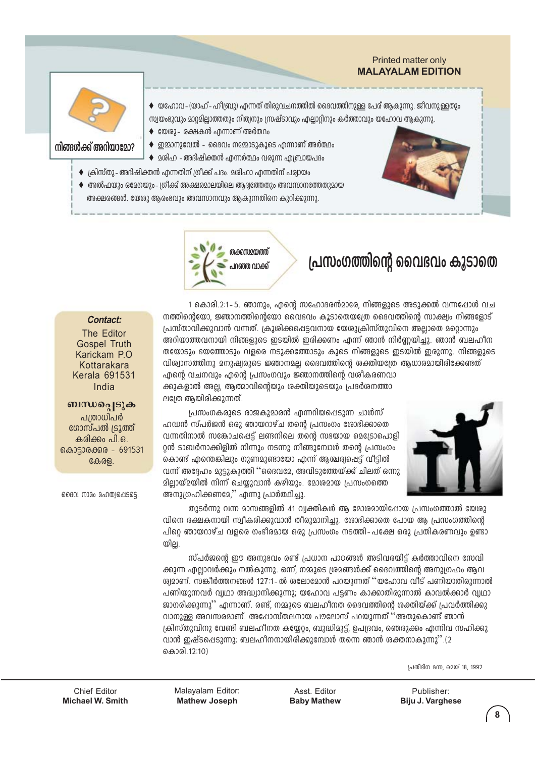Printed matter only
**MALAYALAM EDITION**

### നിങ്ങൾക്ക് അറിയാമോ?

- യഹോവ - (യാഹ് - ഹീബ്രു) എന്നത് തിരുവചനത്തിൽ ദൈവത്തിനുള്ള പേര് ആകുന്നു. ജീവനുള്ളതും സ്വയംഭൂവും മാറ്റമില്ലാത്തതും നിത്യനും സ്രഷ്ടാവും എല്ലാറ്റിനും കർത്താവും യഹോവ ആകുന്നു.
- യേശു - രക്ഷകൻ എന്നാണ് അർത്ഥം
- ഇമ്മാനുവേൽ - ദൈവം നമ്മോടുകൂടെ എന്നാണ് അർത്ഥം
- മശിഹ - അഭിഷിക്തൻ എന്നർത്ഥം വരുന്ന എബ്രായപദം
- ക്രിസ്തു - അഭിഷിക്തൻ എന്നതിന് ഗ്രീക്ക് പദം. മശിഹാ എന്നതിന് പര്യായം
- അൽഫയും ഒമേഗയും - ഗ്രീക്ക് അക്ഷരമാലയിലെ ആദ്യത്തേതും അവസാനത്തേതുമായ അക്ഷരങ്ങൾ. യേശു ആരംഭവും അവസാനവും ആകുന്നതിനെ കുറിക്കുന്നു.

തക്കസമയത്ത് പറഞ്ഞ വാക്ക്

# പ്രസംഗത്തിന്റെ വൈഭവം കൂടാതെ

1 കൊരി.2:1-5. ഞാനും, എന്റെ സഹോദരൻമാരേ, നിങ്ങളുടെ അടുക്കൽ വന്നപ്പോൾ വചനത്തിന്റെയോ, ജ്ഞാനത്തിന്റെയോ വൈഭവം കൂടാതെയത്രേ ദൈവത്തിന്റെ സാക്ഷ്യം നിങ്ങളോട് പ്രസ്താവിക്കുവാൻ വന്നത്. ക്രൂശിക്കപ്പെട്ടവനായ യേശുക്രിസ്തുവിനെ അല്ലാതെ മറ്റൊന്നും അറിയാത്തവനായി നിങ്ങളുടെ ഇടയിൽ ഇരിക്കണം എന്ന് ഞാൻ നിർണ്ണയിച്ചു. ഞാൻ ബലഹീനതയോടും ഭയത്തോടും വളരെ നടുക്കത്തോടും കൂടെ നിങ്ങളുടെ ഇടയിൽ ഇരുന്നു. നിങ്ങളുടെ വിശ്വാസത്തിനു മനുഷ്യരുടെ ജ്ഞാനമല്ല ദൈവത്തിന്റെ ശക്തിയത്രേ ആധാരമായിരിക്കേണ്ടത് എന്റെ വചനവും എന്റെ പ്രസംഗവും ജ്ഞാനത്തിന്റെ വശീകരണവാക്കുകളാൽ അല്ല, ആത്മാവിന്റെയും ശക്തിയുടെയും പ്രദർശനത്താലത്രേ ആയിരിക്കുന്നത്.

പ്രസംഗകരുടെ രാജകുമാരൻ എന്നറിയപ്പെടുന്ന ചാൾസ് ഹഡൻ സ്പർജൻ ഒരു ഞായറാഴ്ച തന്റെ പ്രസംഗം ശോഭിക്കാതെ വന്നതിനാൽ സങ്കോചപ്പെട്ട് ലണ്ടനിലെ തന്റെ സഭയായ മെട്രോപൊളിറ്റൻ ടാബർനാക്കിളിൽ നിന്നും നടന്നു നീങ്ങുമ്പോൾ തന്റെ പ്രസംഗം കൊണ്ട് എന്തെങ്കിലും ഗുണമുണ്ടായോ എന്ന് ആശ്ചര്യപ്പെട്ട് വീട്ടിൽ വന്ന് അദ്ദേഹം മുട്ടുകുത്തി "ദൈവമേ, അവിടുത്തേയ്ക്ക് ചിലത് ഒന്നുമില്ലായ്മയിൽ നിന്ന് ചെയ്യുവാൻ കഴിയും. മോശമായ പ്രസംഗത്തെ അനുഗ്രഹിക്കണമേ," എന്നു പ്രാർത്ഥിച്ചു.

തുടർന്നു വന്ന മാസങ്ങളിൽ 41 വ്യക്തികൾ ആ മോശമായിപ്പോയ പ്രസംഗത്താൽ യേശുവിനെ രക്ഷകനായി സ്വീകരിക്കുവാൻ തീരുമാനിച്ചു. ശോഭിക്കാതെ പോയ ആ പ്രസംഗത്തിന്റെ പിറ്റെ ഞായറാഴ്ച വളരെ ഗംഭീരമായ ഒരു പ്രസംഗം നടത്തി - പക്ഷേ ഒരു പ്രതികരണവും ഉണ്ടായില്ല.

സ്പർജന്റെ ഈ അനുഭവം രണ്ട് പ്രധാന പാഠങ്ങൾ അടിവരയിട്ട് കർത്താവിനെ സേവിക്കുന്ന എല്ലാവർക്കും നൽകുന്നു. ഒന്ന്, നമ്മുടെ ശ്രമങ്ങൾക്ക് ദൈവത്തിന്റെ അനുഗ്രഹം ആവശ്യമാണ്. സങ്കീർത്തനങ്ങൾ 127:1 - ൽ ശലോമോൻ പറയുന്നത് "യഹോവ വീട് പണിയാതിരുന്നാൽ പണിയുന്നവർ വൃഥാ അദ്ധ്വാനിക്കുന്നു; യഹോവ പട്ടണം കാക്കാതിരുന്നാൽ കാവൽക്കാർ വൃഥാ ജാഗരിക്കുന്നു" എന്നാണ്. രണ്ട്, നമ്മുടെ ബലഹീനത ദൈവത്തിന്റെ ശക്തിയ്ക്ക് പ്രവർത്തിക്കുവാനുള്ള അവസരമാണ്. അപ്പോസ്തലനായ പൗലോസ് പറയുന്നത് "അതുകൊണ്ട് ഞാൻ ക്രിസ്തുവിനു വേണ്ടി ബലഹീനത കയ്യേറ്റം, ബുദ്ധിമുട്ട്, ഉപദ്രവം, ഞെരുക്കം എന്നിവ സഹിക്കുവാൻ ഇഷ്ടപ്പെടുന്നു; ബലഹീനനായിരിക്കുമ്പോൾ തന്നെ ഞാൻ ശക്തനാകുന്നു".(2 കൊരി.12:10)

പ്രതിദിന മന്ന, മെയ് 18, 1992

***Contact:***

The Editor
Gospel Truth
Karickam P.O
Kottarakara
Kerala 691531
India

**ബന്ധപ്പെടുക**

പത്രാധിപർ
ഗോസ്പൽ ട്രൂത്ത്
കരിക്കം പി.ഒ.
കൊട്ടാരക്കര - 691531
കേരള.

ദൈവ നാമം മഹത്വപ്പെടട്ടെ.

Chief Editor
**Michael W. Smith**

Malayalam Editor:
**Mathew Joseph**

Asst. Editor
**Baby Mathew**

Publisher:
**Biju J. Varghese**